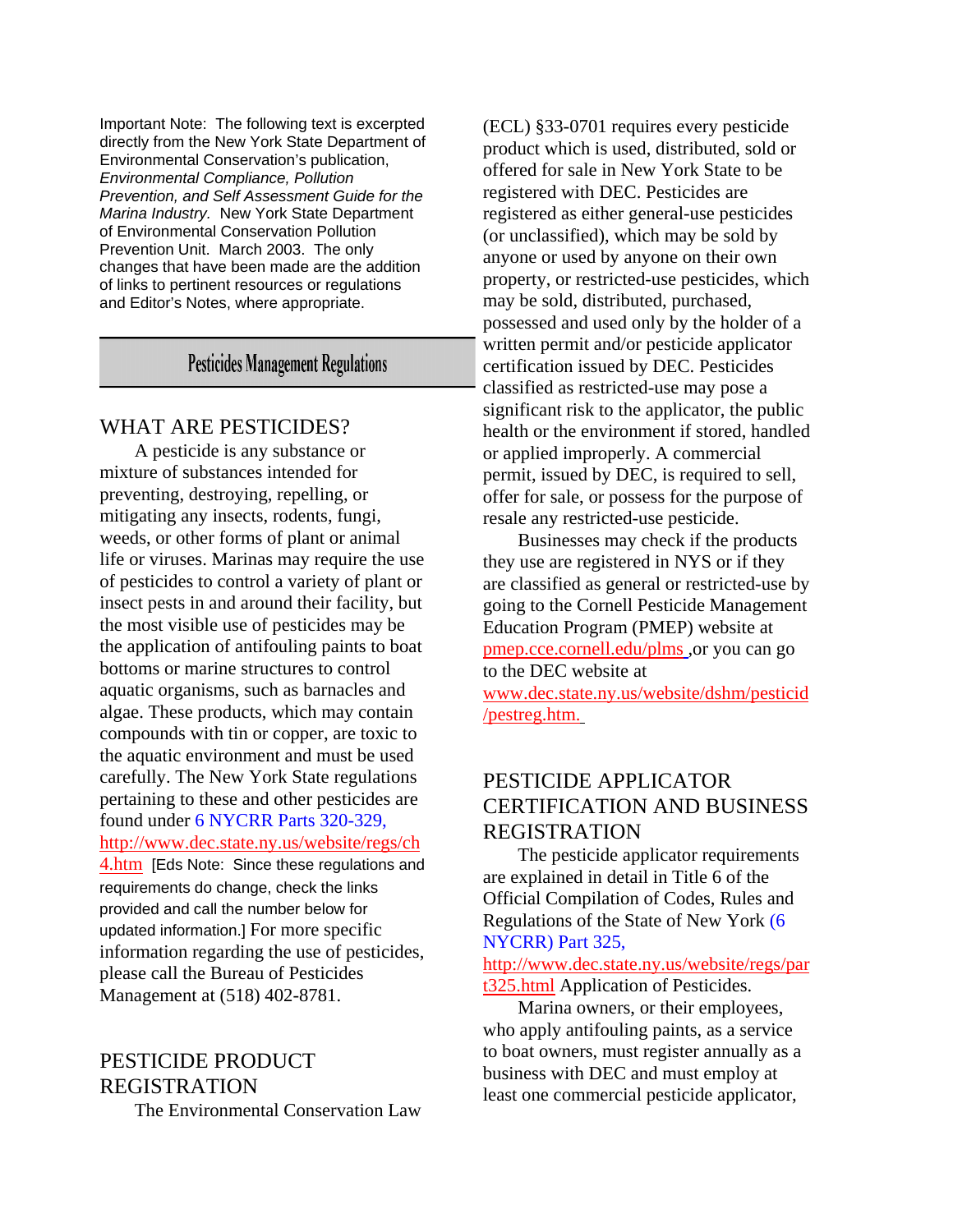Important Note: The following text is excerpted directly from the New York State Department of Environmental Conservation's publication, *Environmental Compliance, Pollution Prevention, and Self Assessment Guide for the Marina Industry.* New York State Department of Environmental Conservation Pollution Prevention Unit. March 2003. The only changes that have been made are the addition of links to pertinent resources or regulations and Editor's Notes, where appropriate.

# Pesticides Management Regulations

## WHAT ARE PESTICIDES?

A pesticide is any substance or mixture of substances intended for preventing, destroying, repelling, or mitigating any insects, rodents, fungi, weeds, or other forms of plant or animal life or viruses. Marinas may require the use of pesticides to control a variety of plant or insect pests in and around their facility, but the most visible use of pesticides may be the application of antifouling paints to boat bottoms or marine structures to control aquatic organisms, such as barnacles and algae. These products, which may contain compounds with tin or copper, are toxic to the aquatic environment and must be used carefully. The New York State regulations pertaining to these and other pesticides are found under 6 NYCRR Parts 320-329, http://www.dec.state.ny.us/website/regs/ch4.htm [Eds Note: Since these regulations and requirements do change, check the links provided and call the number below for updated information.] For more specific information regarding the use of pesticides, please call the Bureau of Pesticides Management at (518) 402-8781.

## PESTICIDE PRODUCT REGISTRATION

The Environmental Conservation Law (ECL) §33-0701 requires every pesticide product which is used, distributed, sold or offered for sale in New York State to be registered with DEC. Pesticides are registered as either general-use pesticides (or unclassified), which may be sold by anyone or used by anyone on their own property, or restricted-use pesticides, which may be sold, distributed, purchased, possessed and used only by the holder of a written permit and/or pesticide applicator certification issued by DEC. Pesticides classified as restricted-use may pose a significant risk to the applicator, the public health or the environment if stored, handled or applied improperly. A commercial permit, issued by DEC, is required to sell, offer for sale, or possess for the purpose of resale any restricted-use pesticide.

Businesses may check if the products they use are registered in NYS or if they are classified as general or restricted-use by going to the Cornell Pesticide Management Education Program (PMEP) website at pmep.cce.cornell.edu/plms ,or you can go to the DEC website at www.dec.state.ny.us/website/dshm/pesticid/pestreg.htm.

## PESTICIDE APPLICATOR CERTIFICATION AND BUSINESS REGISTRATION

The pesticide applicator requirements are explained in detail in Title 6 of the Official Compilation of Codes, Rules and Regulations of the State of New York (6 NYCRR) Part 325, http://www.dec.state.ny.us/website/regs/part325.html Application of Pesticides.

Marina owners, or their employees, who apply antifouling paints, as a service to boat owners, must register annually as a business with DEC and must employ at least one commercial pesticide applicator,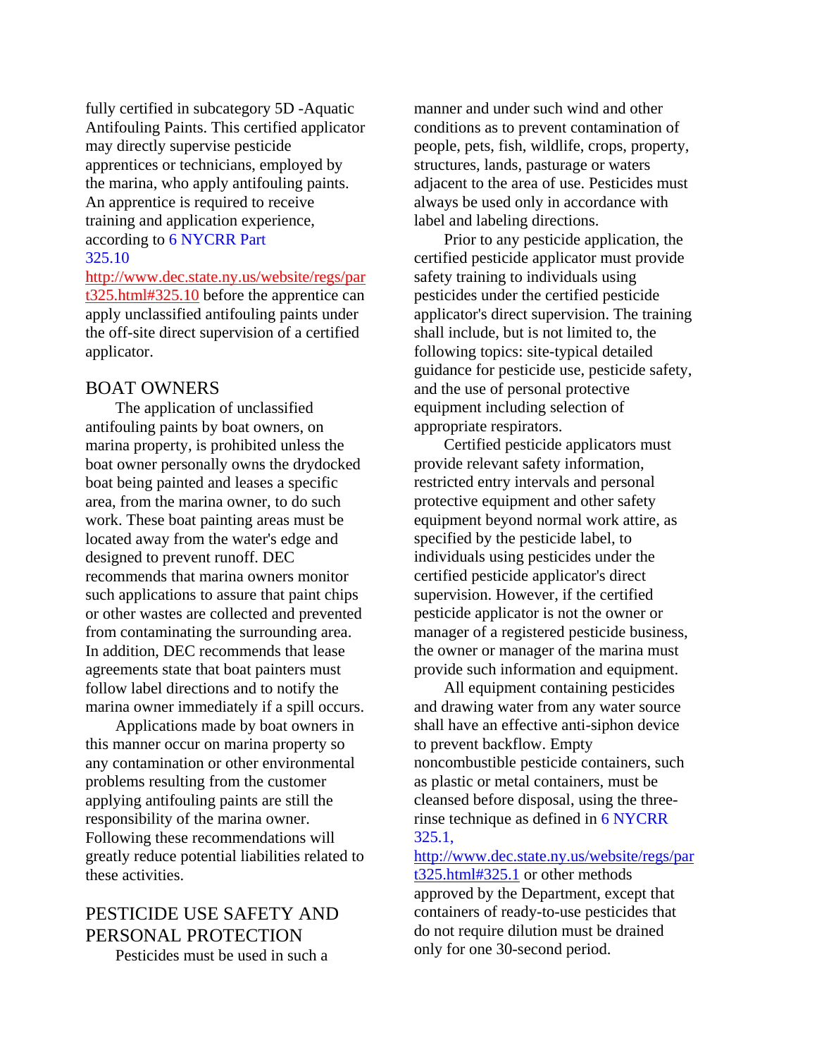fully certified in subcategory 5D -Aquatic Antifouling Paints. This certified applicator may directly supervise pesticide apprentices or technicians, employed by the marina, who apply antifouling paints. An apprentice is required to receive training and application experience, according to 6 NYCRR Part 325.10 http://www.dec.state.ny.us/website/regs/part325.html#325.10 before the apprentice can apply unclassified antifouling paints under the off-site direct supervision of a certified applicator.

## BOAT OWNERS

The application of unclassified antifouling paints by boat owners, on marina property, is prohibited unless the boat owner personally owns the drydocked boat being painted and leases a specific area, from the marina owner, to do such work. These boat painting areas must be located away from the water's edge and designed to prevent runoff. DEC recommends that marina owners monitor such applications to assure that paint chips or other wastes are collected and prevented from contaminating the surrounding area. In addition, DEC recommends that lease agreements state that boat painters must follow label directions and to notify the marina owner immediately if a spill occurs.

Applications made by boat owners in this manner occur on marina property so any contamination or other environmental problems resulting from the customer applying antifouling paints are still the responsibility of the marina owner. Following these recommendations will greatly reduce potential liabilities related to these activities.

## PESTICIDE USE SAFETY AND PERSONAL PROTECTION

Pesticides must be used in such a manner and under such wind and other conditions as to prevent contamination of people, pets, fish, wildlife, crops, property, structures, lands, pasturage or waters adjacent to the area of use. Pesticides must always be used only in accordance with label and labeling directions.

Prior to any pesticide application, the certified pesticide applicator must provide safety training to individuals using pesticides under the certified pesticide applicator's direct supervision. The training shall include, but is not limited to, the following topics: site-typical detailed guidance for pesticide use, pesticide safety, and the use of personal protective equipment including selection of appropriate respirators.

Certified pesticide applicators must provide relevant safety information, restricted entry intervals and personal protective equipment and other safety equipment beyond normal work attire, as specified by the pesticide label, to individuals using pesticides under the certified pesticide applicator's direct supervision. However, if the certified pesticide applicator is not the owner or manager of a registered pesticide business, the owner or manager of the marina must provide such information and equipment.

All equipment containing pesticides and drawing water from any water source shall have an effective anti-siphon device to prevent backflow. Empty noncombustible pesticide containers, such as plastic or metal containers, must be cleansed before disposal, using the three-rinse technique as defined in 6 NYCRR 325.1, http://www.dec.state.ny.us/website/regs/part325.html#325.1 or other methods approved by the Department, except that containers of ready-to-use pesticides that do not require dilution must be drained only for one 30-second period.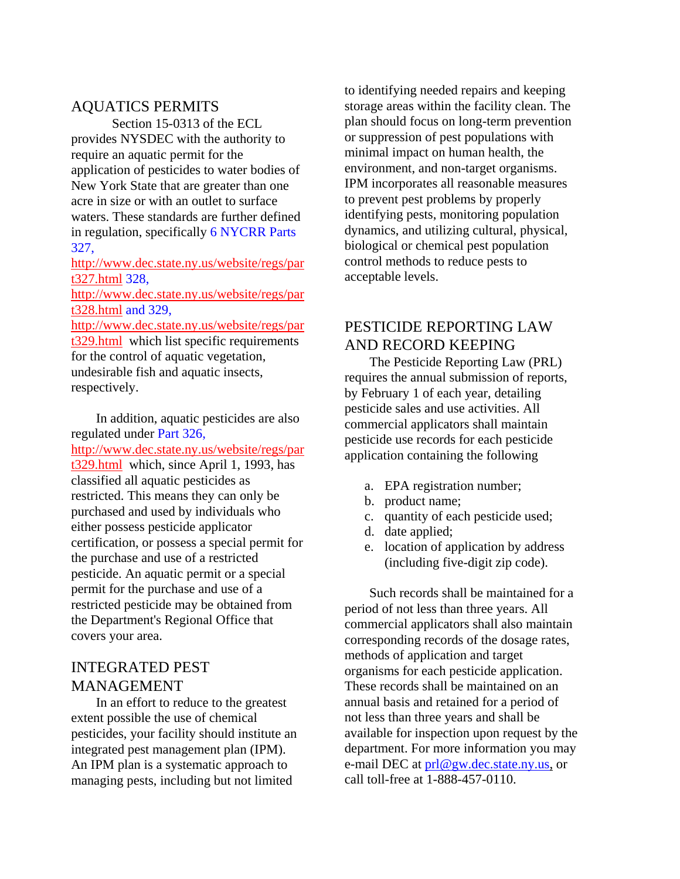## AQUATICS PERMITS

Section 15-0313 of the ECL provides NYSDEC with the authority to require an aquatic permit for the application of pesticides to water bodies of New York State that are greater than one acre in size or with an outlet to surface waters. These standards are further defined in regulation, specifically 6 NYCRR Parts 327, http://www.dec.state.ny.us/website/regs/part327.html 328, http://www.dec.state.ny.us/website/regs/part328.html and 329, http://www.dec.state.ny.us/website/regs/part329.html which list specific requirements for the control of aquatic vegetation, undesirable fish and aquatic insects, respectively.

In addition, aquatic pesticides are also regulated under Part 326, http://www.dec.state.ny.us/website/regs/part329.html which, since April 1, 1993, has classified all aquatic pesticides as restricted. This means they can only be purchased and used by individuals who either possess pesticide applicator certification, or possess a special permit for the purchase and use of a restricted pesticide. An aquatic permit or a special permit for the purchase and use of a restricted pesticide may be obtained from the Department's Regional Office that covers your area.

## INTEGRATED PEST MANAGEMENT

In an effort to reduce to the greatest extent possible the use of chemical pesticides, your facility should institute an integrated pest management plan (IPM). An IPM plan is a systematic approach to managing pests, including but not limited to identifying needed repairs and keeping storage areas within the facility clean. The plan should focus on long-term prevention or suppression of pest populations with minimal impact on human health, the environment, and non-target organisms. IPM incorporates all reasonable measures to prevent pest problems by properly identifying pests, monitoring population dynamics, and utilizing cultural, physical, biological or chemical pest population control methods to reduce pests to acceptable levels.

## PESTICIDE REPORTING LAW AND RECORD KEEPING

The Pesticide Reporting Law (PRL) requires the annual submission of reports, by February 1 of each year, detailing pesticide sales and use activities. All commercial applicators shall maintain pesticide use records for each pesticide application containing the following

a. EPA registration number;
b. product name;
c. quantity of each pesticide used;
d. date applied;
e. location of application by address (including five-digit zip code).

Such records shall be maintained for a period of not less than three years. All commercial applicators shall also maintain corresponding records of the dosage rates, methods of application and target organisms for each pesticide application. These records shall be maintained on an annual basis and retained for a period of not less than three years and shall be available for inspection upon request by the department. For more information you may e-mail DEC at prl@gw.dec.state.ny.us, or call toll-free at 1-888-457-0110.